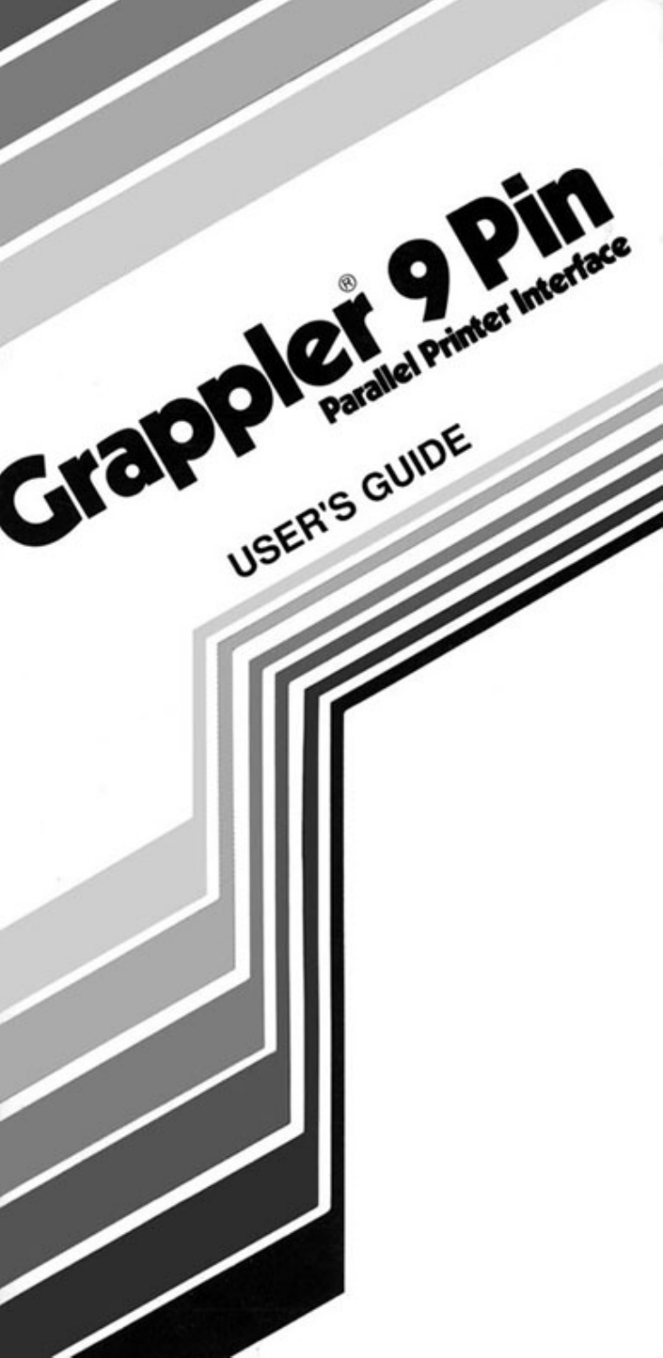# Grappler® 9 Pin

## Parallel Printer Interface

### USER'S GUIDE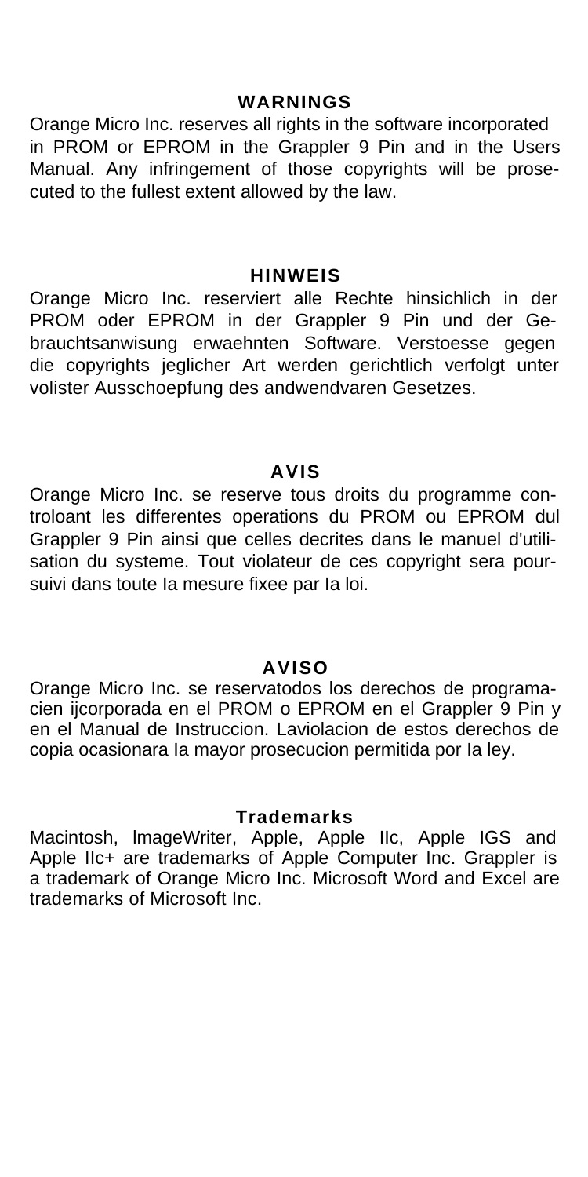## WARNINGS

Orange Micro Inc. reserves all rights in the software incorporated in PROM or EPROM in the Grappler 9 Pin and in the Users Manual. Any infringement of those copyrights will be prosecuted to the fullest extent allowed by the law.

## HINWEIS

Orange Micro Inc. reserviert alle Rechte hinsichlich in der PROM oder EPROM in der Grappler 9 Pin und der Gebrauchtsanwisung erwaehnten Software. Verstoesse gegen die copyrights jeglicher Art werden gerichtlich verfolgt unter volister Ausschoepfung des andwendvaren Gesetzes.

## AVIS

Orange Micro Inc. se reserve tous droits du programme controloant les differentes operations du PROM ou EPROM dul Grappler 9 Pin ainsi que celles decrites dans le manuel d'utilisation du systeme. Tout violateur de ces copyright sera poursuivi dans toute Ia mesure fixee par Ia loi.

## AVISO

Orange Micro Inc. se reservatodos los derechos de programacien ijcorporada en el PROM o EPROM en el Grappler 9 Pin y en el Manual de Instruccion. Laviolacion de estos derechos de copia ocasionara Ia mayor prosecucion permitida por Ia ley.

## Trademarks

Macintosh, lmageWriter, Apple, Apple IIc, Apple IGS and Apple IIc+ are trademarks of Apple Computer Inc. Grappler is a trademark of Orange Micro Inc. Microsoft Word and Excel are trademarks of Microsoft Inc.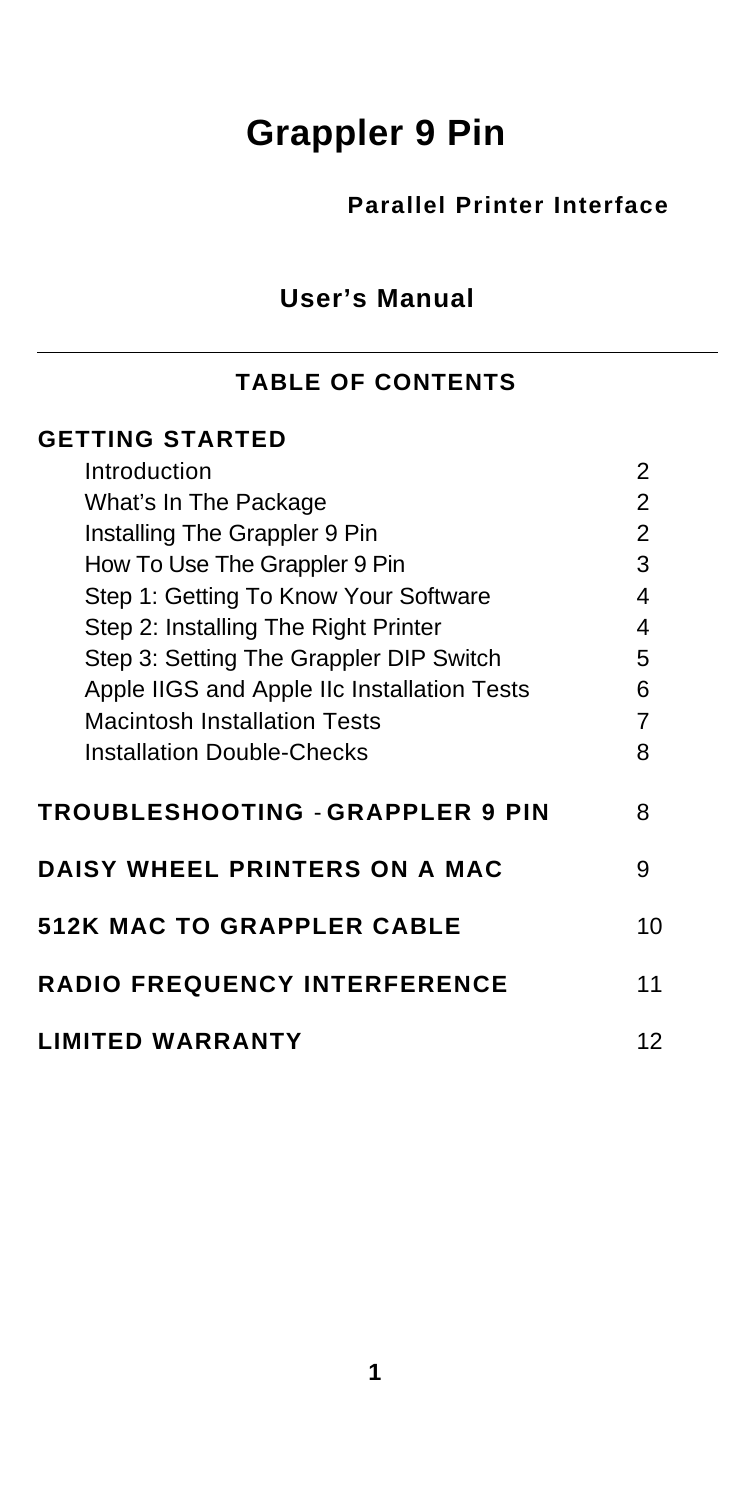# Grappler 9 Pin

**Parallel Printer Interface**

**User's Manual**

---

## TABLE OF CONTENTS

| | |
|---|---|
| **GETTING STARTED** | |
| Introduction | 2 |
| What's In The Package | 2 |
| Installing The Grappler 9 Pin | 2 |
| How To Use The Grappler 9 Pin | 3 |
| Step 1: Getting To Know Your Software | 4 |
| Step 2: Installing The Right Printer | 4 |
| Step 3: Setting The Grappler DIP Switch | 5 |
| Apple IIGS and Apple IIc Installation Tests | 6 |
| Macintosh Installation Tests | 7 |
| Installation Double-Checks | 8 |
| **TROUBLESHOOTING - GRAPPLER 9 PIN** | 8 |
| **DAISY WHEEL PRINTERS ON A MAC** | 9 |
| **512K MAC TO GRAPPLER CABLE** | 10 |
| **RADIO FREQUENCY INTERFERENCE** | 11 |
| **LIMITED WARRANTY** | 12 |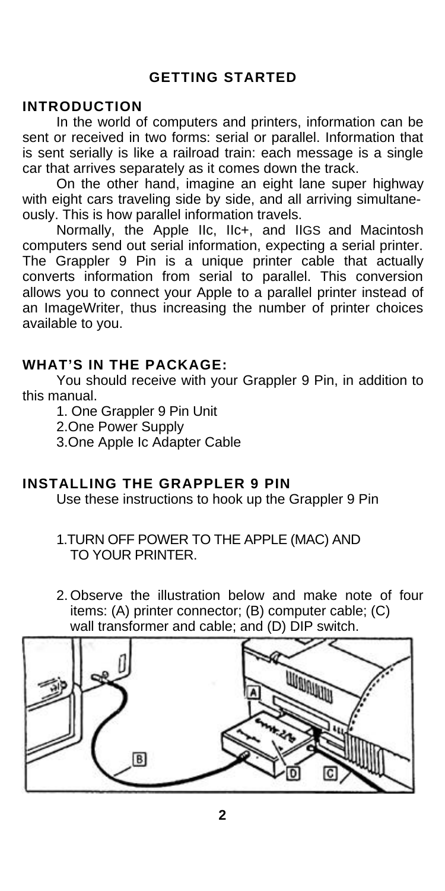## GETTING STARTED

### INTRODUCTION

In the world of computers and printers, information can be sent or received in two forms: serial or parallel. Information that is sent serially is like a railroad train: each message is a single car that arrives separately as it comes down the track.

On the other hand, imagine an eight lane super highway with eight cars traveling side by side, and all arriving simultaneously. This is how parallel information travels.

Normally, the Apple IIc, IIc+, and IIGS and Macintosh computers send out serial information, expecting a serial printer. The Grappler 9 Pin is a unique printer cable that actually converts information from serial to parallel. This conversion allows you to connect your Apple to a parallel printer instead of an ImageWriter, thus increasing the number of printer choices available to you.

### WHAT'S IN THE PACKAGE:

You should receive with your Grappler 9 Pin, in addition to this manual.

1. One Grappler 9 Pin Unit
2. One Power Supply
3. One Apple Ic Adapter Cable

### INSTALLING THE GRAPPLER 9 PIN

Use these instructions to hook up the Grappler 9 Pin

1. TURN OFF POWER TO THE APPLE (MAC) AND TO YOUR PRINTER.

2. Observe the illustration below and make note of four items: (A) printer connector; (B) computer cable; (C) wall transformer and cable; and (D) DIP switch.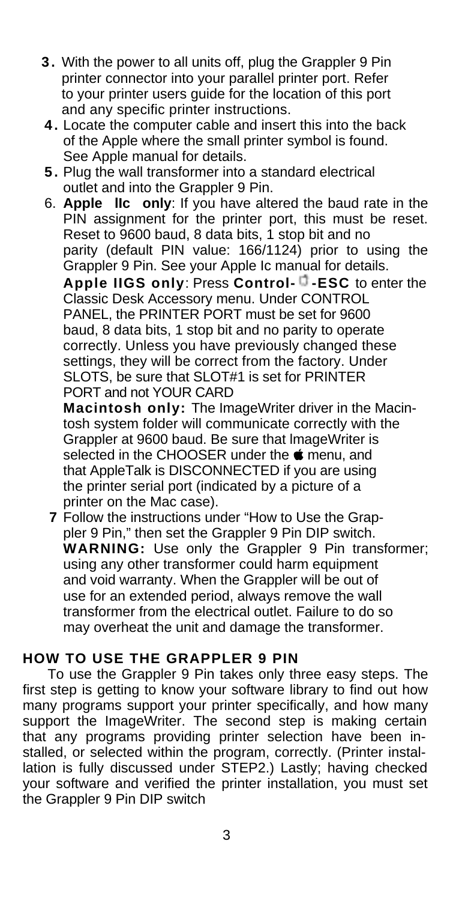3. With the power to all units off, plug the Grappler 9 Pin printer connector into your parallel printer port. Refer to your printer users guide for the location of this port and any specific printer instructions.
4. Locate the computer cable and insert this into the back of the Apple where the small printer symbol is found. See Apple manual for details.
5. Plug the wall transformer into a standard electrical outlet and into the Grappler 9 Pin.
6. **Apple IIc only**: If you have altered the baud rate in the PIN assignment for the printer port, this must be reset. Reset to 9600 baud, 8 data bits, 1 stop bit and no parity (default PIN value: 166/1124) prior to using the Grappler 9 Pin. See your Apple Ic manual for details.

   **Apple IIGS only**: Press **Control-⌘-ESC** to enter the Classic Desk Accessory menu. Under CONTROL PANEL, the PRINTER PORT must be set for 9600 baud, 8 data bits, 1 stop bit and no parity to operate correctly. Unless you have previously changed these settings, they will be correct from the factory. Under SLOTS, be sure that SLOT#1 is set for PRINTER PORT and not YOUR CARD

   **Macintosh only:** The ImageWriter driver in the Macintosh system folder will communicate correctly with the Grappler at 9600 baud. Be sure that lmageWriter is selected in the CHOOSER under the  menu, and that AppleTalk is DISCONNECTED if you are using the printer serial port (indicated by a picture of a printer on the Mac case).
7. Follow the instructions under "How to Use the Grappler 9 Pin," then set the Grappler 9 Pin DIP switch.

   **WARNING:** Use only the Grappler 9 Pin transformer; using any other transformer could harm equipment and void warranty. When the Grappler will be out of use for an extended period, always remove the wall transformer from the electrical outlet. Failure to do so may overheat the unit and damage the transformer.

## HOW TO USE THE GRAPPLER 9 PIN

To use the Grappler 9 Pin takes only three easy steps. The first step is getting to know your software library to find out how many programs support your printer specifically, and how many support the ImageWriter. The second step is making certain that any programs providing printer selection have been installed, or selected within the program, correctly. (Printer installation is fully discussed under STEP2.) Lastly; having checked your software and verified the printer installation, you must set the Grappler 9 Pin DIP switch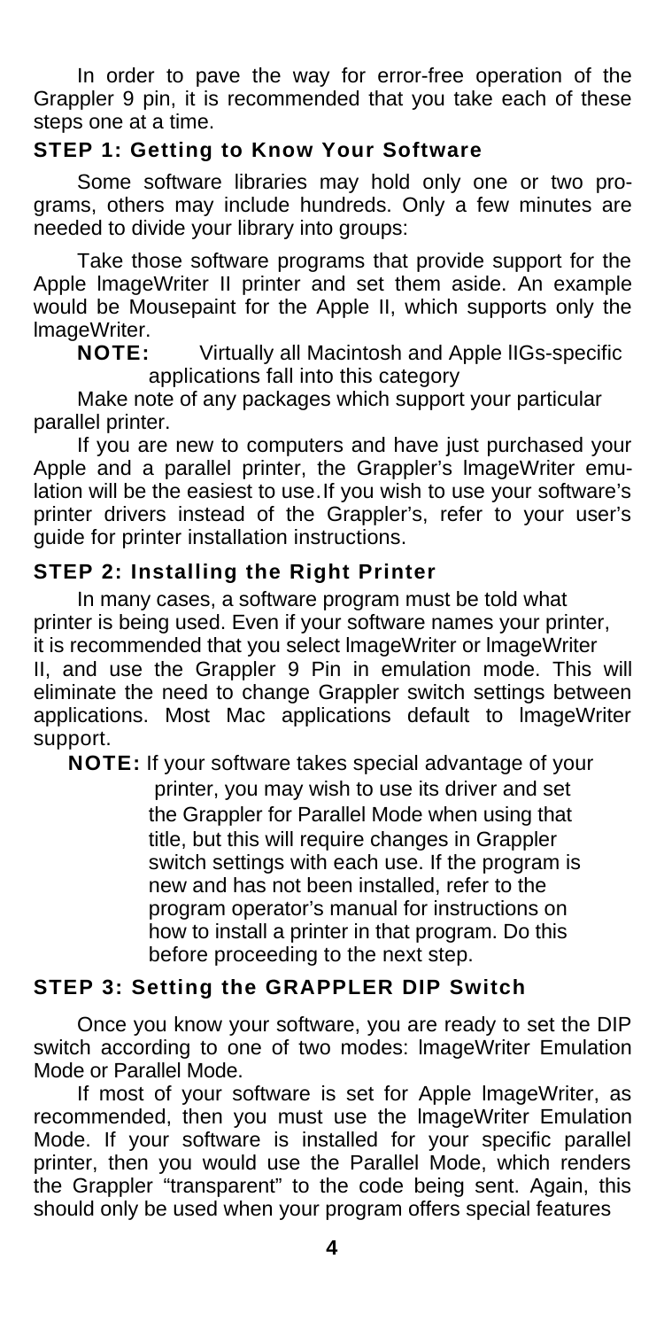In order to pave the way for error-free operation of the Grappler 9 pin, it is recommended that you take each of these steps one at a time.

### STEP 1: Getting to Know Your Software

Some software libraries may hold only one or two programs, others may include hundreds. Only a few minutes are needed to divide your library into groups:

Take those software programs that provide support for the Apple ImageWriter II printer and set them aside. An example would be Mousepaint for the Apple II, which supports only the ImageWriter.

**NOTE:** Virtually all Macintosh and Apple IIGs-specific applications fall into this category

Make note of any packages which support your particular parallel printer.

If you are new to computers and have just purchased your Apple and a parallel printer, the Grappler's ImageWriter emulation will be the easiest to use. If you wish to use your software's printer drivers instead of the Grappler's, refer to your user's guide for printer installation instructions.

### STEP 2: Installing the Right Printer

In many cases, a software program must be told what printer is being used. Even if your software names your printer, it is recommended that you select ImageWriter or ImageWriter II, and use the Grappler 9 Pin in emulation mode. This will eliminate the need to change Grappler switch settings between applications. Most Mac applications default to ImageWriter support.

**NOTE:** If your software takes special advantage of your printer, you may wish to use its driver and set the Grappler for Parallel Mode when using that title, but this will require changes in Grappler switch settings with each use. If the program is new and has not been installed, refer to the program operator's manual for instructions on how to install a printer in that program. Do this before proceeding to the next step.

### STEP 3: Setting the GRAPPLER DIP Switch

Once you know your software, you are ready to set the DIP switch according to one of two modes: ImageWriter Emulation Mode or Parallel Mode.

If most of your software is set for Apple ImageWriter, as recommended, then you must use the ImageWriter Emulation Mode. If your software is installed for your specific parallel printer, then you would use the Parallel Mode, which renders the Grappler "transparent" to the code being sent. Again, this should only be used when your program offers special features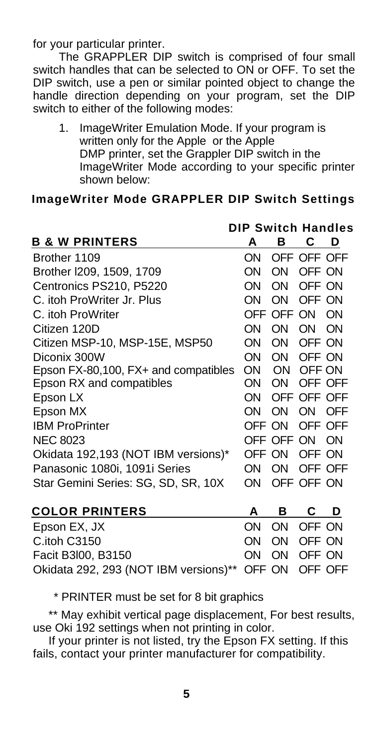for your particular printer.

The GRAPPLER DIP switch is comprised of four small switch handles that can be selected to ON or OFF. To set the DIP switch, use a pen or similar pointed object to change the handle direction depending on your program, set the DIP switch to either of the following modes:

1. ImageWriter Emulation Mode. If your program is written only for the Apple or the Apple DMP printer, set the Grappler DIP switch in the ImageWriter Mode according to your specific printer shown below:

### ImageWriter Mode GRAPPLER DIP Switch Settings

| | DIP Switch Handles | | | |
|---|---|---|---|---|
| **B & W PRINTERS** | **A** | **B** | **C** | **D** |
| Brother 1109 | ON | OFF | OFF | OFF |
| Brother l209, 1509, 1709 | ON | ON | OFF | ON |
| Centronics PS210, P5220 | ON | ON | OFF | ON |
| C. itoh ProWriter Jr. Plus | ON | ON | OFF | ON |
| C. itoh ProWriter | OFF | OFF | ON | ON |
| Citizen 120D | ON | ON | ON | ON |
| Citizen MSP-10, MSP-15E, MSP50 | ON | ON | OFF | ON |
| Diconix 300W | ON | ON | OFF | ON |
| Epson FX-80,100, FX+ and compatibles | ON | ON | OFF | ON |
| Epson RX and compatibles | ON | ON | OFF | OFF |
| Epson LX | ON | OFF | OFF | OFF |
| Epson MX | ON | ON | ON | OFF |
| IBM ProPrinter | OFF | ON | OFF | OFF |
| NEC 8023 | OFF | OFF | ON | ON |
| Okidata 192,193 (NOT IBM versions)* | OFF | ON | OFF | ON |
| Panasonic 1080i, 1091i Series | ON | ON | OFF | OFF |
| Star Gemini Series: SG, SD, SR, 10X | ON | OFF | OFF | ON |

| **COLOR PRINTERS** | **A** | **B** | **C** | **D** |
|---|---|---|---|---|
| Epson EX, JX | ON | ON | OFF | ON |
| C.itoh C3150 | ON | ON | OFF | ON |
| Facit B3l00, B3150 | ON | ON | OFF | ON |
| Okidata 292, 293 (NOT IBM versions)** | OFF | ON | OFF | OFF |

\* PRINTER must be set for 8 bit graphics

** May exhibit vertical page displacement, For best results, use Oki 192 settings when not printing in color.

If your printer is not listed, try the Epson FX setting. If this fails, contact your printer manufacturer for compatibility.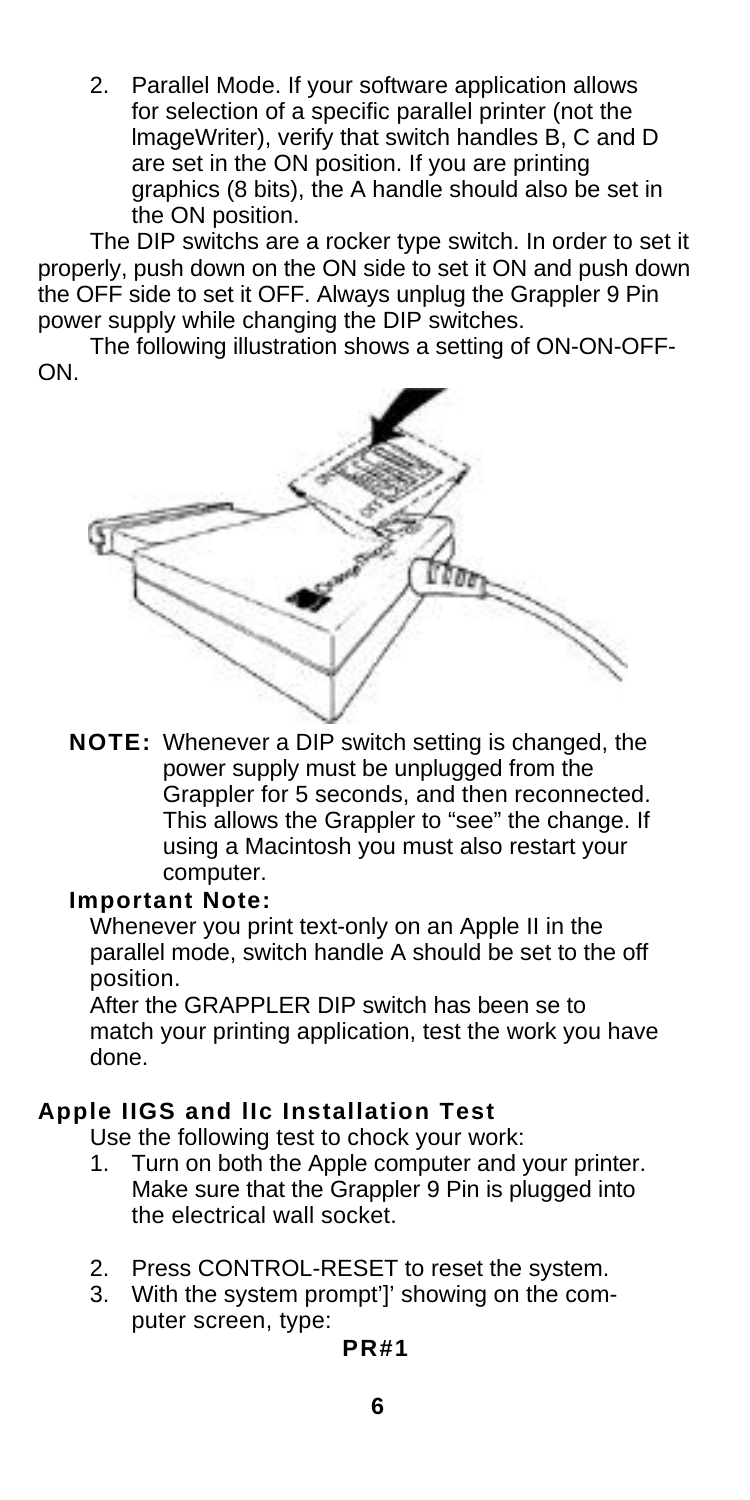2. Parallel Mode. If your software application allows for selection of a specific parallel printer (not the lmageWriter), verify that switch handles B, C and D are set in the ON position. If you are printing graphics (8 bits), the A handle should also be set in the ON position.

The DIP switchs are a rocker type switch. In order to set it properly, push down on the ON side to set it ON and push down the OFF side to set it OFF. Always unplug the Grappler 9 Pin power supply while changing the DIP switches.

The following illustration shows a setting of ON-ON-OFF-ON.

**NOTE:** Whenever a DIP switch setting is changed, the power supply must be unplugged from the Grappler for 5 seconds, and then reconnected. This allows the Grappler to "see" the change. If using a Macintosh you must also restart your computer.

**Important Note:**

Whenever you print text-only on an Apple II in the parallel mode, switch handle A should be set to the off position.

After the GRAPPLER DIP switch has been se to match your printing application, test the work you have done.

## Apple IIGS and IIc Installation Test

Use the following test to chock your work:

1. Turn on both the Apple computer and your printer. Make sure that the Grappler 9 Pin is plugged into the electrical wall socket.
2. Press CONTROL-RESET to reset the system.
3. With the system prompt']' showing on the computer screen, type:

**PR#1**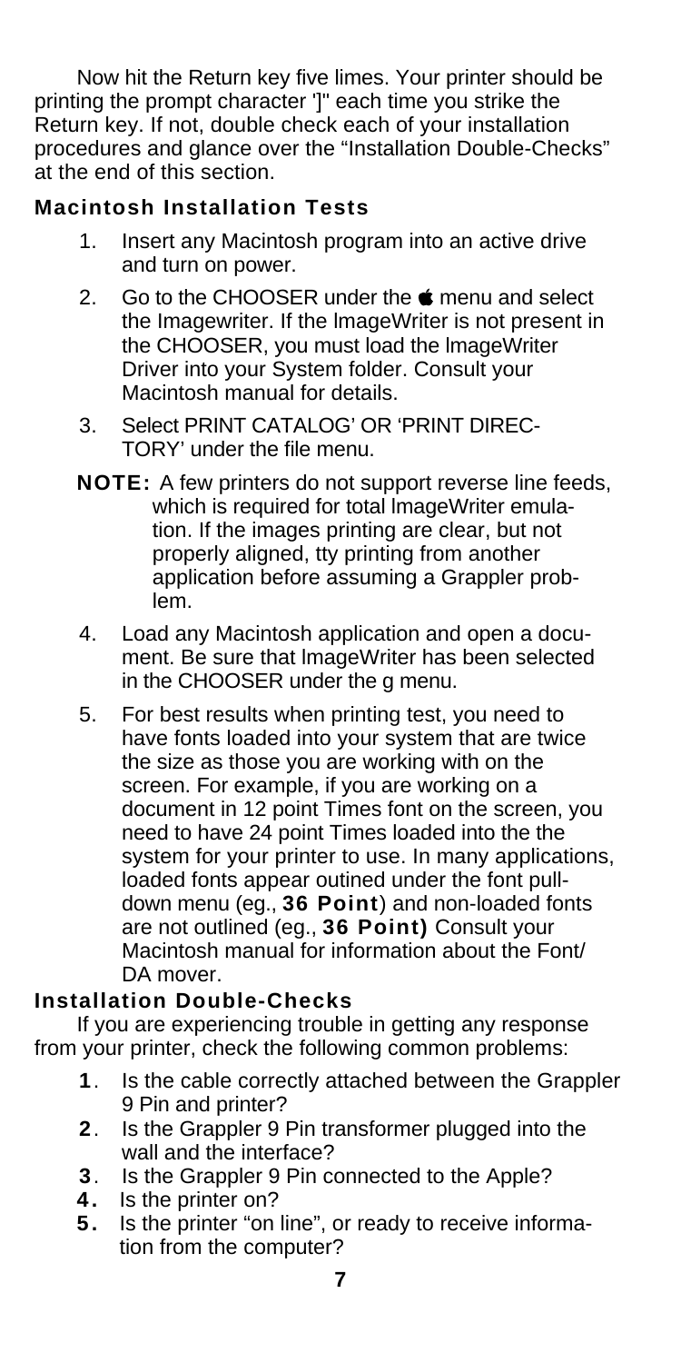Now hit the Return key five limes. Your printer should be printing the prompt character ']" each time you strike the Return key. If not, double check each of your installation procedures and glance over the "Installation Double-Checks" at the end of this section.

### Macintosh Installation Tests

1. Insert any Macintosh program into an active drive and turn on power.
2. Go to the CHOOSER under the  menu and select the Imagewriter. If the lmageWriter is not present in the CHOOSER, you must load the lmageWriter Driver into your System folder. Consult your Macintosh manual for details.
3. Select PRINT CATALOG' OR 'PRINT DIRECTORY' under the file menu.

**NOTE:** A few printers do not support reverse line feeds, which is required for total lmageWriter emulation. If the images printing are clear, but not properly aligned, tty printing from another application before assuming a Grappler problem.

4. Load any Macintosh application and open a document. Be sure that lmageWriter has been selected in the CHOOSER under the g menu.
5. For best results when printing test, you need to have fonts loaded into your system that are twice the size as those you are working with on the screen. For example, if you are working on a document in 12 point Times font on the screen, you need to have 24 point Times loaded into the the system for your printer to use. In many applications, loaded fonts appear outined under the font pull-down menu (eg., **36 Point**) and non-loaded fonts are not outlined (eg., **36 Point)** Consult your Macintosh manual for information about the Font/ DA mover.

### Installation Double-Checks

If you are experiencing trouble in getting any response from your printer, check the following common problems:

1. Is the cable correctly attached between the Grappler 9 Pin and printer?
2. Is the Grappler 9 Pin transformer plugged into the wall and the interface?
3. Is the Grappler 9 Pin connected to the Apple?
4. Is the printer on?
5. Is the printer "on line", or ready to receive information from the computer?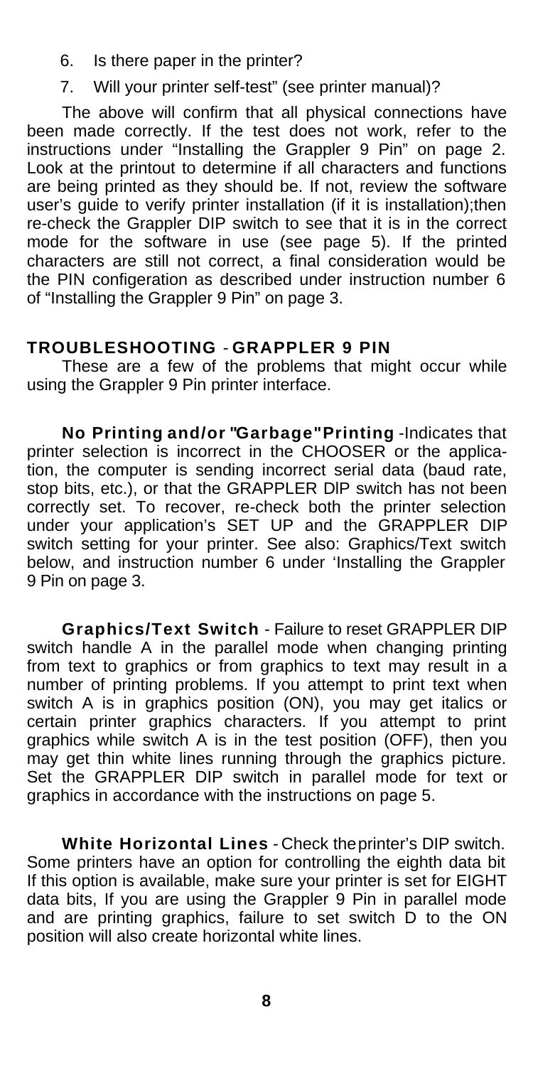6. Is there paper in the printer?
7. Will your printer self-test" (see printer manual)?

The above will confirm that all physical connections have been made correctly. If the test does not work, refer to the instructions under "Installing the Grappler 9 Pin" on page 2. Look at the printout to determine if all characters and functions are being printed as they should be. If not, review the software user's guide to verify printer installation (if it is installation);then re-check the Grappler DIP switch to see that it is in the correct mode for the software in use (see page 5). If the printed characters are still not correct, a final consideration would be the PIN configeration as described under instruction number 6 of "Installing the Grappler 9 Pin" on page 3.

## TROUBLESHOOTING - GRAPPLER 9 PIN

These are a few of the problems that might occur while using the Grappler 9 Pin printer interface.

**No Printing and/or "Garbage" Printing** -Indicates that printer selection is incorrect in the CHOOSER or the application, the computer is sending incorrect serial data (baud rate, stop bits, etc.), or that the GRAPPLER DIP switch has not been correctly set. To recover, re-check both the printer selection under your application's SET UP and the GRAPPLER DIP switch setting for your printer. See also: Graphics/Text switch below, and instruction number 6 under 'Installing the Grappler 9 Pin on page 3.

**Graphics/Text Switch** - Failure to reset GRAPPLER DIP switch handle A in the parallel mode when changing printing from text to graphics or from graphics to text may result in a number of printing problems. If you attempt to print text when switch A is in graphics position (ON), you may get italics or certain printer graphics characters. If you attempt to print graphics while switch A is in the test position (OFF), then you may get thin white lines running through the graphics picture. Set the GRAPPLER DIP switch in parallel mode for text or graphics in accordance with the instructions on page 5.

**White Horizontal Lines** - Check the printer's DIP switch. Some printers have an option for controlling the eighth data bit If this option is available, make sure your printer is set for EIGHT data bits, If you are using the Grappler 9 Pin in parallel mode and are printing graphics, failure to set switch D to the ON position will also create horizontal white lines.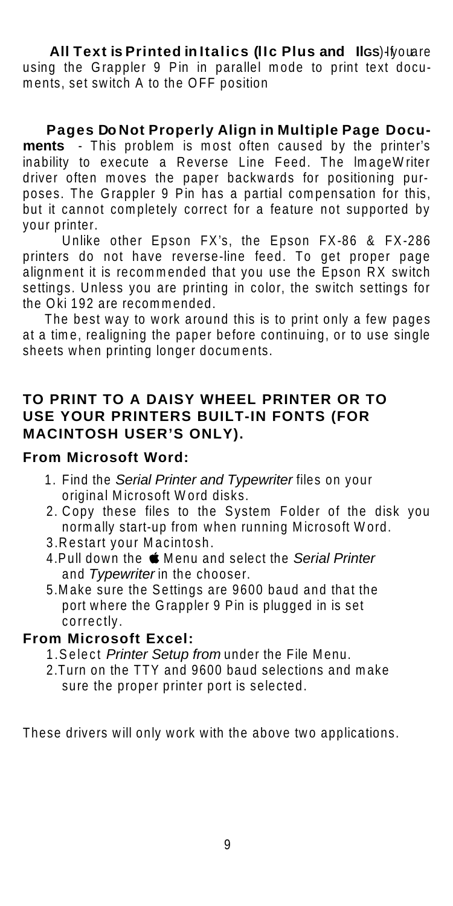**All Text is Printed in Italics (IIc Plus and IIGS)** - If you are using the Grappler 9 Pin in parallel mode to print text documents, set switch A to the OFF position

**Pages Do Not Properly Align in Multiple Page Documents** - This problem is most often caused by the printer's inability to execute a Reverse Line Feed. The ImageWriter driver often moves the paper backwards for positioning purposes. The Grappler 9 Pin has a partial compensation for this, but it cannot completely correct for a feature not supported by your printer.

Unlike other Epson FX's, the Epson FX-86 & FX-286 printers do not have reverse-line feed. To get proper page alignment it is recommended that you use the Epson RX switch settings. Unless you are printing in color, the switch settings for the Oki 192 are recommended.

The best way to work around this is to print only a few pages at a time, realigning the paper before continuing, or to use single sheets when printing longer documents.

### TO PRINT TO A DAISY WHEEL PRINTER OR TO USE YOUR PRINTERS BUILT-IN FONTS (FOR MACINTOSH USER'S ONLY).

#### From Microsoft Word:

1. Find the *Serial Printer and Typewriter* files on your original Microsoft Word disks.
2. Copy these files to the System Folder of the disk you normally start-up from when running Microsoft Word.
3. Restart your Macintosh.
4. Pull down the  Menu and select the *Serial Printer* and *Typewriter* in the chooser.
5. Make sure the Settings are 9600 baud and that the port where the Grappler 9 Pin is plugged in is set correctly.

#### From Microsoft Excel:

1. Select *Printer Setup from* under the File Menu.
2. Turn on the TTY and 9600 baud selections and make sure the proper printer port is selected.

These drivers will only work with the above two applications.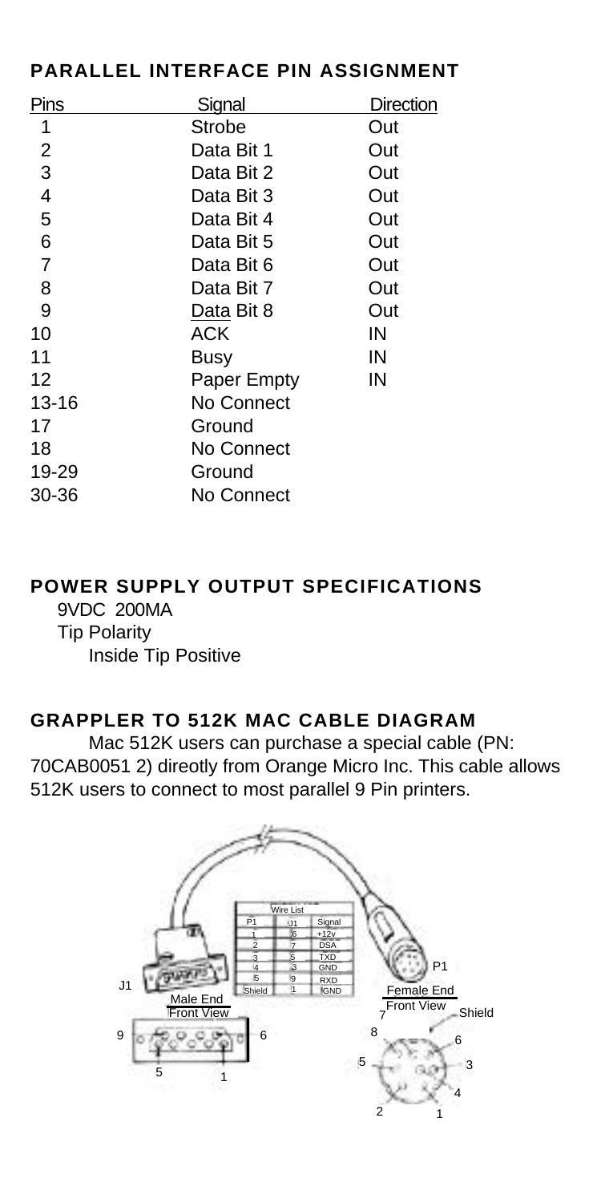## PARALLEL INTERFACE PIN ASSIGNMENT

| Pins | Signal | Direction |
|---|---|---|
| 1 | Strobe | Out |
| 2 | Data Bit 1 | Out |
| 3 | Data Bit 2 | Out |
| 4 | Data Bit 3 | Out |
| 5 | Data Bit 4 | Out |
| 6 | Data Bit 5 | Out |
| 7 | Data Bit 6 | Out |
| 8 | Data Bit 7 | Out |
| 9 | Data Bit 8 | Out |
| 10 | ACK | IN |
| 11 | Busy | IN |
| 12 | Paper Empty | IN |
| 13-16 | No Connect | |
| 17 | Ground | |
| 18 | No Connect | |
| 19-29 | Ground | |
| 30-36 | No Connect | |

## POWER SUPPLY OUTPUT SPECIFICATIONS

9VDC 200MA
Tip Polarity
Inside Tip Positive

## GRAPPLER TO 512K MAC CABLE DIAGRAM

Mac 512K users can purchase a special cable (PN: 70CAB0051 2) direotly from Orange Micro Inc. This cable allows 512K users to connect to most parallel 9 Pin printers.

Wire List

| P1 | J1 | Signal |
|---|---|---|
| 1 | 6 | +12v |
| 2 | 7 | DSA |
| 3 | 5 | TXD |
| 4 | 3 | GND |
| 5 | 9 | RXD |
| Shield | 1 | GND |

J1 Male End Front View

P1 Female End Front View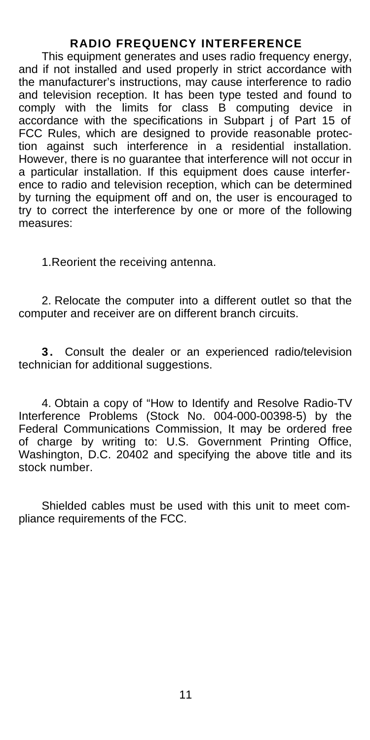## RADIO FREQUENCY INTERFERENCE

This equipment generates and uses radio frequency energy, and if not installed and used properly in strict accordance with the manufacturer's instructions, may cause interference to radio and television reception. It has been type tested and found to comply with the limits for class B computing device in accordance with the specifications in Subpart j of Part 15 of FCC Rules, which are designed to provide reasonable protection against such interference in a residential installation. However, there is no guarantee that interference will not occur in a particular installation. If this equipment does cause interference to radio and television reception, which can be determined by turning the equipment off and on, the user is encouraged to try to correct the interference by one or more of the following measures:

1. Reorient the receiving antenna.

2. Relocate the computer into a different outlet so that the computer and receiver are on different branch circuits.

3. Consult the dealer or an experienced radio/television technician for additional suggestions.

4. Obtain a copy of "How to Identify and Resolve Radio-TV Interference Problems (Stock No. 004-000-00398-5) by the Federal Communications Commission, It may be ordered free of charge by writing to: U.S. Government Printing Office, Washington, D.C. 20402 and specifying the above title and its stock number.

Shielded cables must be used with this unit to meet compliance requirements of the FCC.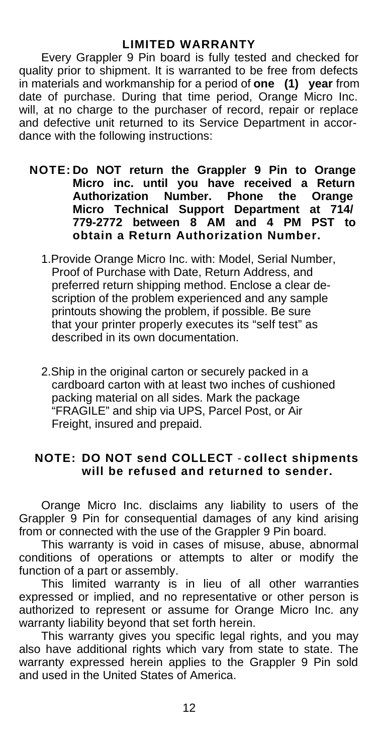## LIMITED WARRANTY

Every Grappler 9 Pin board is fully tested and checked for quality prior to shipment. It is warranted to be free from defects in materials and workmanship for a period of **one (1) year** from date of purchase. During that time period, Orange Micro Inc. will, at no charge to the purchaser of record, repair or replace and defective unit returned to its Service Department in accordance with the following instructions:

**NOTE: Do NOT return the Grappler 9 Pin to Orange Micro inc. until you have received a Return Authorization Number. Phone the Orange Micro Technical Support Department at 714/ 779-2772 between 8 AM and 4 PM PST to obtain a Return Authorization Number.**

1. Provide Orange Micro Inc. with: Model, Serial Number, Proof of Purchase with Date, Return Address, and preferred return shipping method. Enclose a clear description of the problem experienced and any sample printouts showing the problem, if possible. Be sure that your printer properly executes its "self test" as described in its own documentation.

2. Ship in the original carton or securely packed in a cardboard carton with at least two inches of cushioned packing material on all sides. Mark the package "FRAGILE" and ship via UPS, Parcel Post, or Air Freight, insured and prepaid.

**NOTE: DO NOT send COLLECT - collect shipments will be refused and returned to sender.**

Orange Micro Inc. disclaims any liability to users of the Grappler 9 Pin for consequential damages of any kind arising from or connected with the use of the Grappler 9 Pin board.

This warranty is void in cases of misuse, abuse, abnormal conditions of operations or attempts to alter or modify the function of a part or assembly.

This limited warranty is in lieu of all other warranties expressed or implied, and no representative or other person is authorized to represent or assume for Orange Micro Inc. any warranty liability beyond that set forth herein.

This warranty gives you specific legal rights, and you may also have additional rights which vary from state to state. The warranty expressed herein applies to the Grappler 9 Pin sold and used in the United States of America.